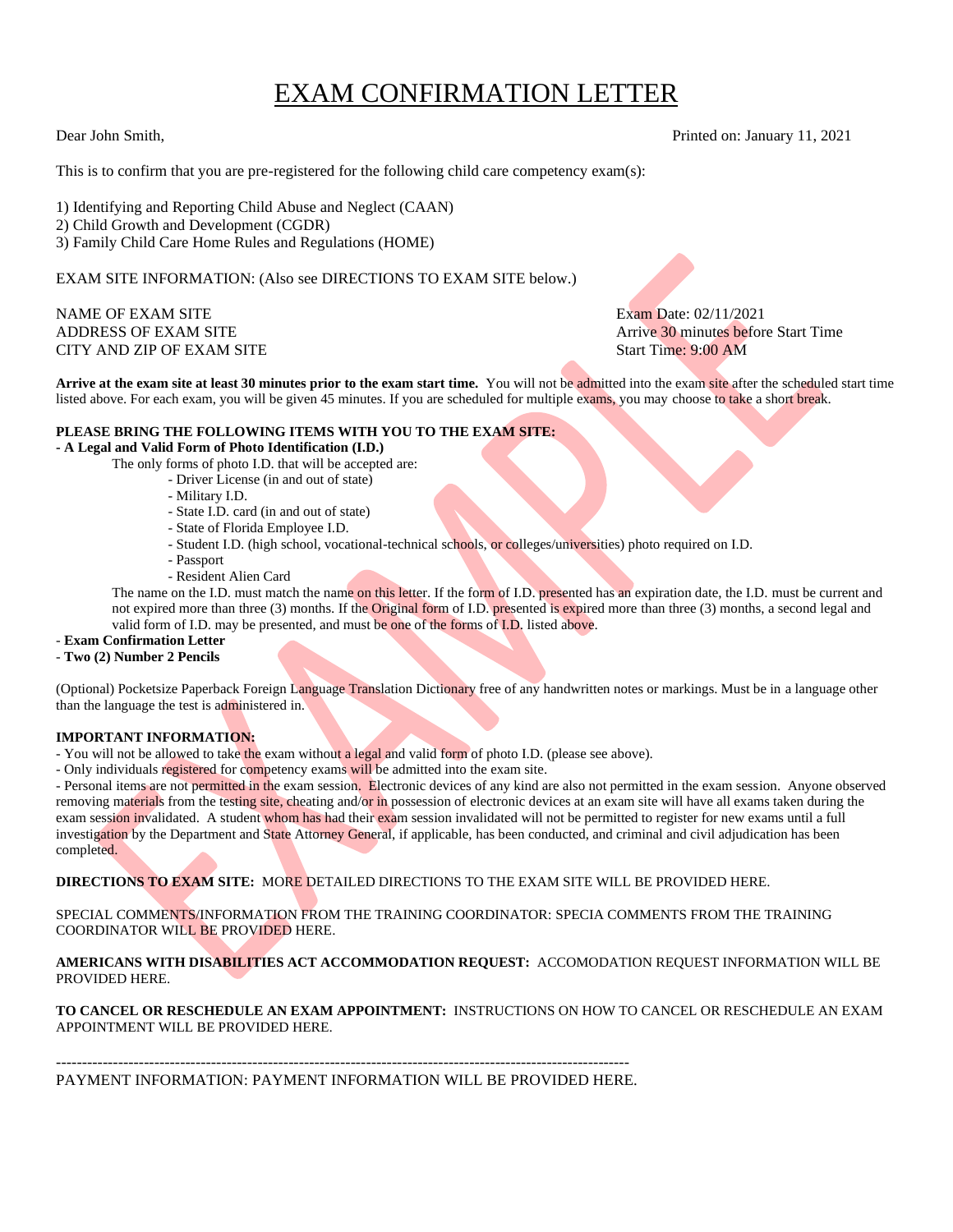# EXAM CONFIRMATION LETTER

Dear John Smith,

Printed on: January 11, 2021

This is to confirm that you are pre-registered for the following child care competency exam(s):

1) Identifying and Reporting Child Abuse and Neglect (CAAN)
2) Child Growth and Development (CGDR)
3) Family Child Care Home Rules and Regulations (HOME)

EXAM SITE INFORMATION: (Also see DIRECTIONS TO EXAM SITE below.)

NAME OF EXAM SITE
ADDRESS OF EXAM SITE
CITY AND ZIP OF EXAM SITE

Exam Date: 02/11/2021
Arrive 30 minutes before Start Time
Start Time: 9:00 AM

**Arrive at the exam site at least 30 minutes prior to the exam start time.** You will not be admitted into the exam site after the scheduled start time listed above. For each exam, you will be given 45 minutes. If you are scheduled for multiple exams, you may choose to take a short break.

**PLEASE BRING THE FOLLOWING ITEMS WITH YOU TO THE EXAM SITE:**

- **A Legal and Valid Form of Photo Identification (I.D.)**

  The only forms of photo I.D. that will be accepted are:
  - Driver License (in and out of state)
  - Military I.D.
  - State I.D. card (in and out of state)
  - State of Florida Employee I.D.
  - Student I.D. (high school, vocational-technical schools, or colleges/universities) photo required on I.D.
  - Passport
  - Resident Alien Card

  The name on the I.D. must match the name on this letter. If the form of I.D. presented has an expiration date, the I.D. must be current and not expired more than three (3) months. If the Original form of I.D. presented is expired more than three (3) months, a second legal and valid form of I.D. may be presented, and must be one of the forms of I.D. listed above.
- **Exam Confirmation Letter**
- **Two (2) Number 2 Pencils**

(Optional) Pocketsize Paperback Foreign Language Translation Dictionary free of any handwritten notes or markings. Must be in a language other than the language the test is administered in.

**IMPORTANT INFORMATION:**

- You will not be allowed to take the exam without a legal and valid form of photo I.D. (please see above).
- Only individuals registered for competency exams will be admitted into the exam site.
- Personal items are not permitted in the exam session. Electronic devices of any kind are also not permitted in the exam session. Anyone observed removing materials from the testing site, cheating and/or in possession of electronic devices at an exam site will have all exams taken during the exam session invalidated. A student whom has had their exam session invalidated will not be permitted to register for new exams until a full investigation by the Department and State Attorney General, if applicable, has been conducted, and criminal and civil adjudication has been completed.

**DIRECTIONS TO EXAM SITE:** MORE DETAILED DIRECTIONS TO THE EXAM SITE WILL BE PROVIDED HERE.

SPECIAL COMMENTS/INFORMATION FROM THE TRAINING COORDINATOR: SPECIA COMMENTS FROM THE TRAINING COORDINATOR WILL BE PROVIDED HERE.

**AMERICANS WITH DISABILITIES ACT ACCOMMODATION REQUEST:** ACCOMODATION REQUEST INFORMATION WILL BE PROVIDED HERE.

**TO CANCEL OR RESCHEDULE AN EXAM APPOINTMENT:** INSTRUCTIONS ON HOW TO CANCEL OR RESCHEDULE AN EXAM APPOINTMENT WILL BE PROVIDED HERE.

---

PAYMENT INFORMATION: PAYMENT INFORMATION WILL BE PROVIDED HERE.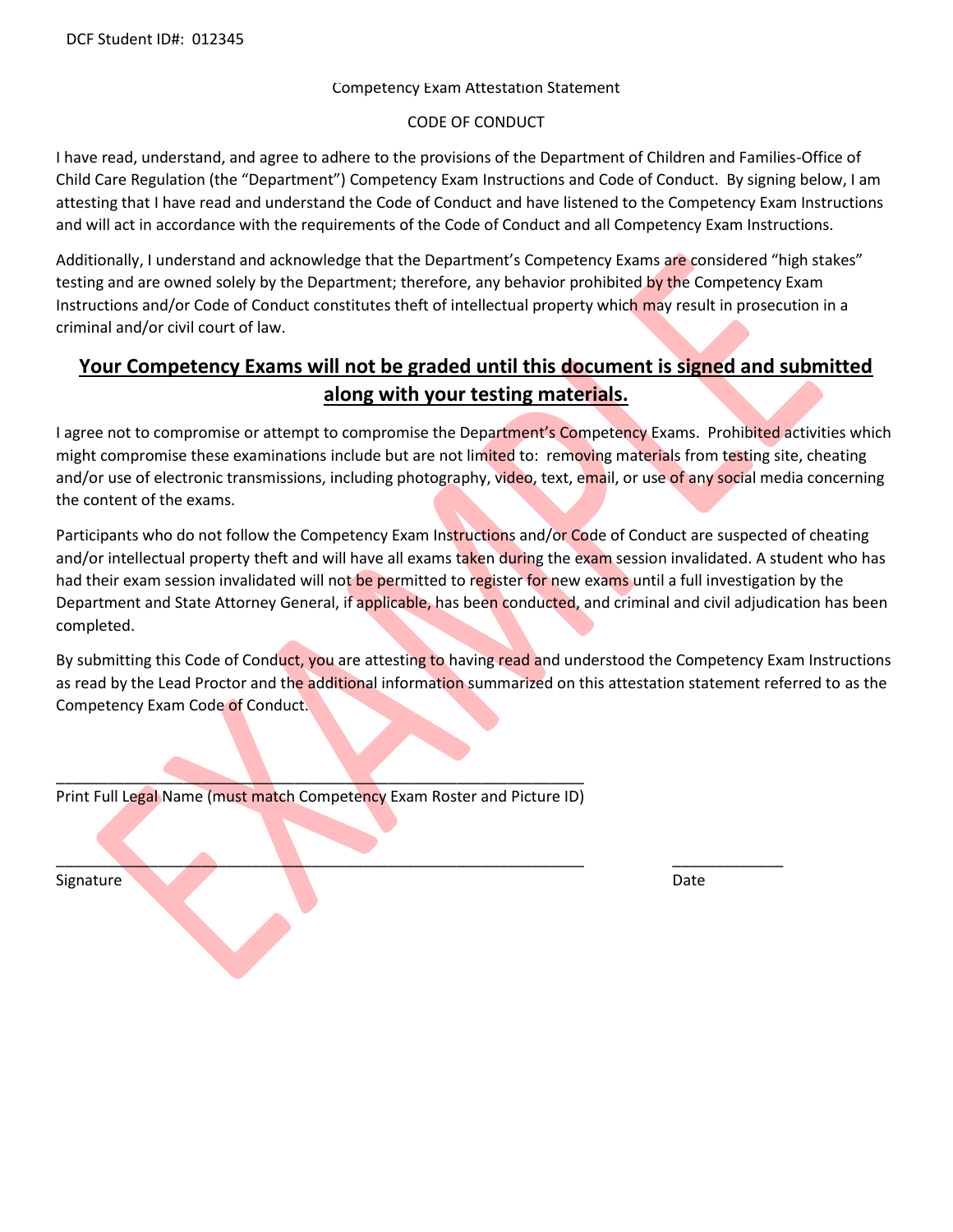DCF Student ID#: 012345

Competency Exam Attestation Statement

CODE OF CONDUCT

I have read, understand, and agree to adhere to the provisions of the Department of Children and Families-Office of Child Care Regulation (the "Department") Competency Exam Instructions and Code of Conduct. By signing below, I am attesting that I have read and understand the Code of Conduct and have listened to the Competency Exam Instructions and will act in accordance with the requirements of the Code of Conduct and all Competency Exam Instructions.

Additionally, I understand and acknowledge that the Department's Competency Exams are considered "high stakes" testing and are owned solely by the Department; therefore, any behavior prohibited by the Competency Exam Instructions and/or Code of Conduct constitutes theft of intellectual property which may result in prosecution in a criminal and/or civil court of law.

**Your Competency Exams will not be graded until this document is signed and submitted along with your testing materials.**

I agree not to compromise or attempt to compromise the Department's Competency Exams. Prohibited activities which might compromise these examinations include but are not limited to: removing materials from testing site, cheating and/or use of electronic transmissions, including photography, video, text, email, or use of any social media concerning the content of the exams.

Participants who do not follow the Competency Exam Instructions and/or Code of Conduct are suspected of cheating and/or intellectual property theft and will have all exams taken during the exam session invalidated. A student who has had their exam session invalidated will not be permitted to register for new exams until a full investigation by the Department and State Attorney General, if applicable, has been conducted, and criminal and civil adjudication has been completed.

By submitting this Code of Conduct, you are attesting to having read and understood the Competency Exam Instructions as read by the Lead Proctor and the additional information summarized on this attestation statement referred to as the Competency Exam Code of Conduct.

_______________________________________________________________

Print Full Legal Name (must match Competency Exam Roster and Picture ID)

_______________________________________________________________ _____________

Signature Date

EXAMPLE